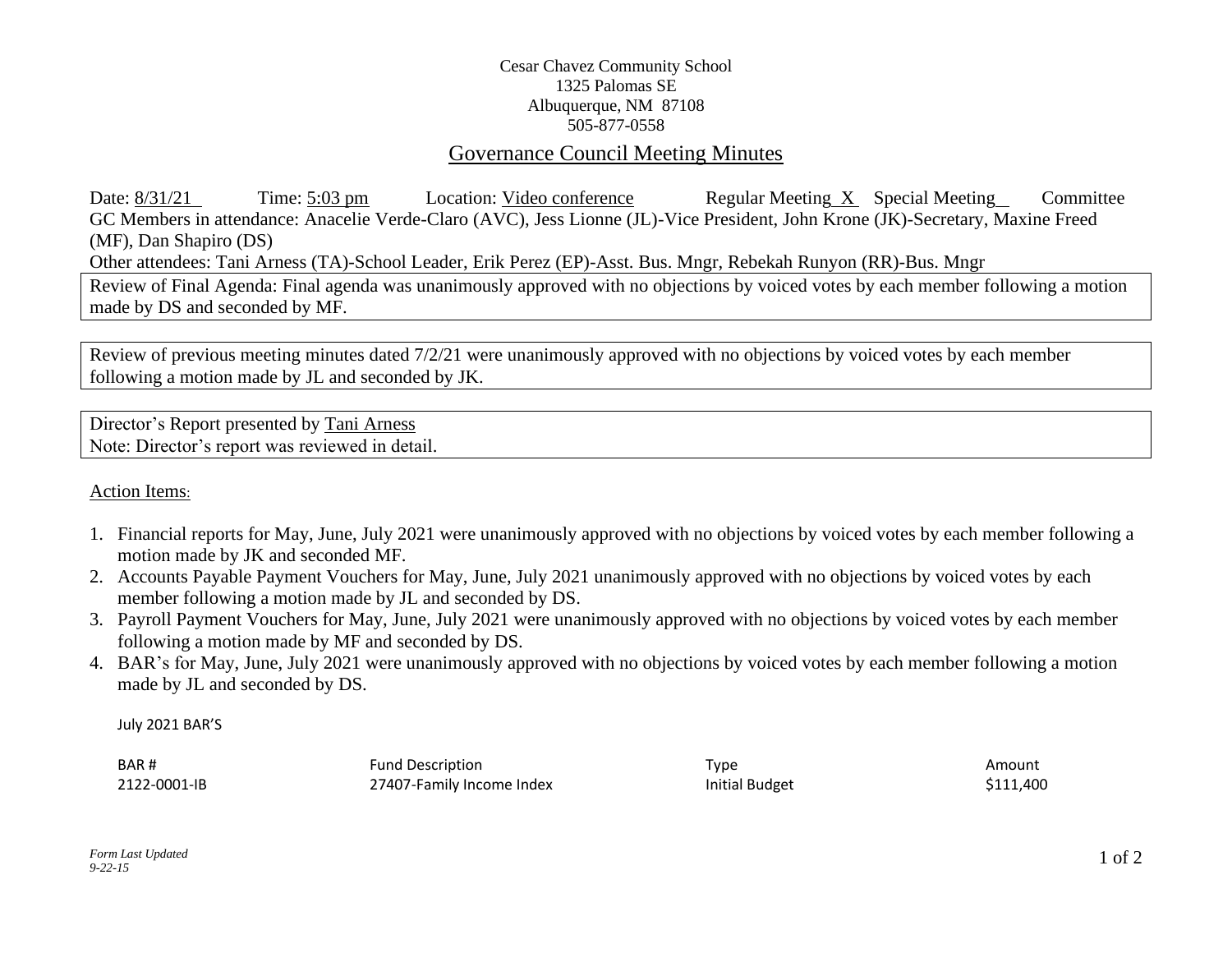Cesar Chavez Community School
1325 Palomas SE
Albuquerque, NM 87108
505-877-0558

## Governance Council Meeting Minutes

Date: 8/31/21 Time: 5:03 pm Location: Video conference Regular Meeting X Special Meeting__ Committee

GC Members in attendance: Anacelie Verde-Claro (AVC), Jess Lionne (JL)-Vice President, John Krone (JK)-Secretary, Maxine Freed (MF), Dan Shapiro (DS)

Other attendees: Tani Arness (TA)-School Leader, Erik Perez (EP)-Asst. Bus. Mngr, Rebekah Runyon (RR)-Bus. Mngr

Review of Final Agenda: Final agenda was unanimously approved with no objections by voiced votes by each member following a motion made by DS and seconded by MF.

Review of previous meeting minutes dated 7/2/21 were unanimously approved with no objections by voiced votes by each member following a motion made by JL and seconded by JK.

Director's Report presented by Tani Arness
Note: Director's report was reviewed in detail.

Action Items:

1. Financial reports for May, June, July 2021 were unanimously approved with no objections by voiced votes by each member following a motion made by JK and seconded MF.
2. Accounts Payable Payment Vouchers for May, June, July 2021 unanimously approved with no objections by voiced votes by each member following a motion made by JL and seconded by DS.
3. Payroll Payment Vouchers for May, June, July 2021 were unanimously approved with no objections by voiced votes by each member following a motion made by MF and seconded by DS.
4. BAR's for May, June, July 2021 were unanimously approved with no objections by voiced votes by each member following a motion made by JL and seconded by DS.

July 2021 BAR'S

| BAR # | Fund Description | Type | Amount |
|---|---|---|---|
| 2122-0001-IB | 27407-Family Income Index | Initial Budget | $111,400 |

*Form Last Updated 9-22-15*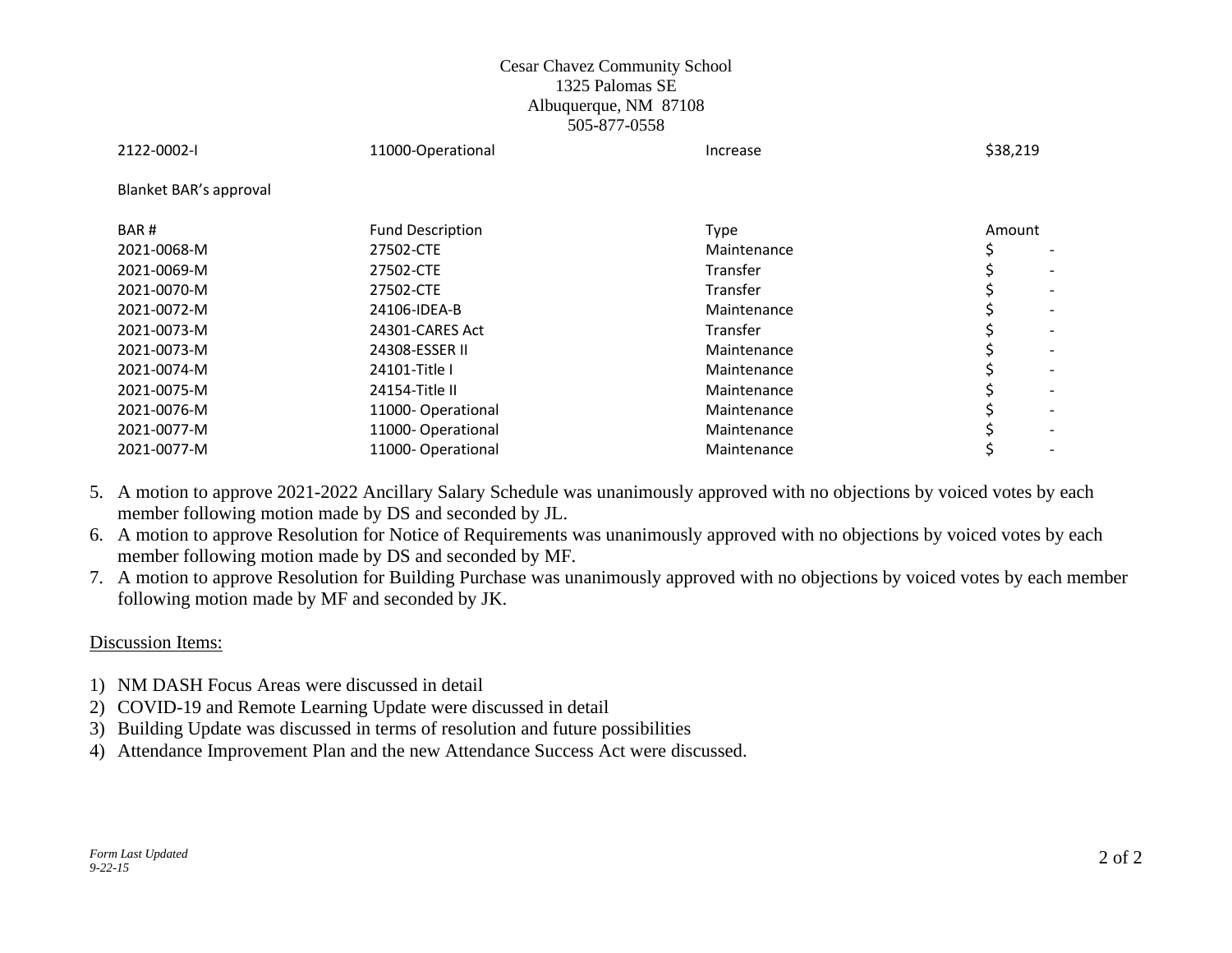Cesar Chavez Community School
1325 Palomas SE
Albuquerque, NM 87108
505-877-0558

| 2122-0002-I | 11000-Operational | Increase | $38,219 |
|---|---|---|---|

Blanket BAR's approval

| BAR # | Fund Description | Type | Amount |
|---|---|---|---|
| 2021-0068-M | 27502-CTE | Maintenance | $ - |
| 2021-0069-M | 27502-CTE | Transfer | $ - |
| 2021-0070-M | 27502-CTE | Transfer | $ - |
| 2021-0072-M | 24106-IDEA-B | Maintenance | $ - |
| 2021-0073-M | 24301-CARES Act | Transfer | $ - |
| 2021-0073-M | 24308-ESSER II | Maintenance | $ - |
| 2021-0074-M | 24101-Title I | Maintenance | $ - |
| 2021-0075-M | 24154-Title II | Maintenance | $ - |
| 2021-0076-M | 11000- Operational | Maintenance | $ - |
| 2021-0077-M | 11000- Operational | Maintenance | $ - |
| 2021-0077-M | 11000- Operational | Maintenance | $ - |

5. A motion to approve 2021-2022 Ancillary Salary Schedule was unanimously approved with no objections by voiced votes by each member following motion made by DS and seconded by JL.
6. A motion to approve Resolution for Notice of Requirements was unanimously approved with no objections by voiced votes by each member following motion made by DS and seconded by MF.
7. A motion to approve Resolution for Building Purchase was unanimously approved with no objections by voiced votes by each member following motion made by MF and seconded by JK.

Discussion Items:

1) NM DASH Focus Areas were discussed in detail
2) COVID-19 and Remote Learning Update were discussed in detail
3) Building Update was discussed in terms of resolution and future possibilities
4) Attendance Improvement Plan and the new Attendance Success Act were discussed.

*Form Last Updated 9-22-15*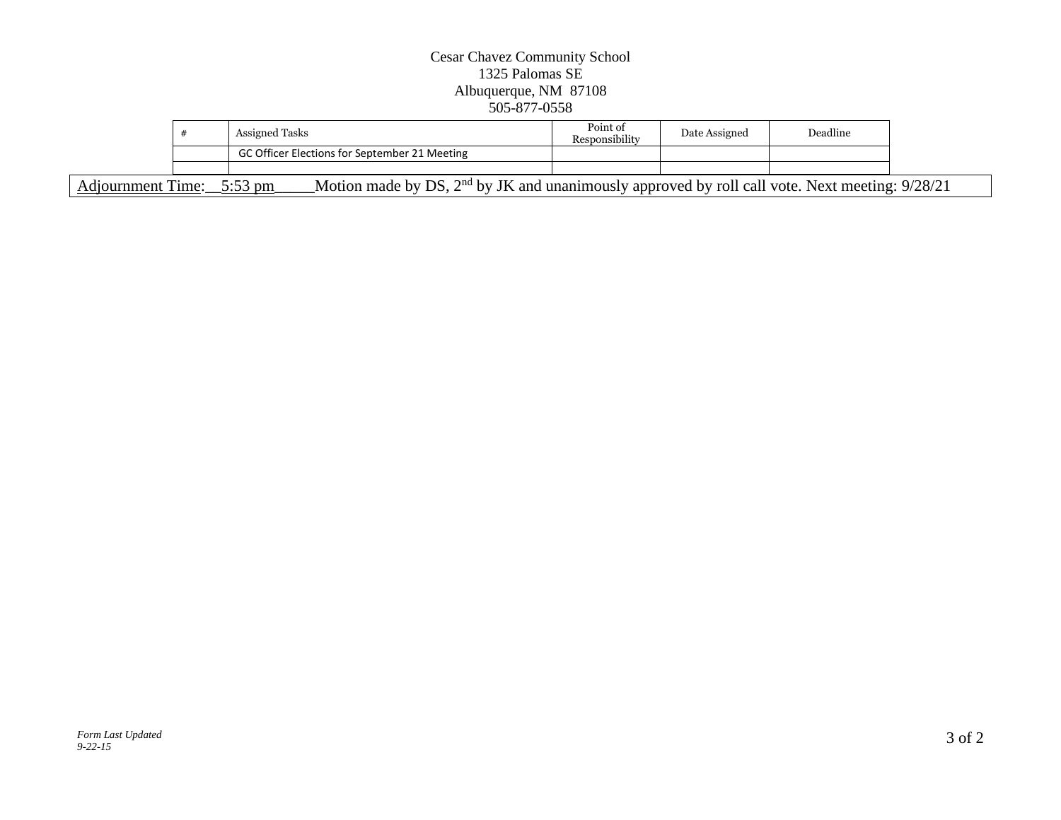Cesar Chavez Community School
1325 Palomas SE
Albuquerque, NM 87108
505-877-0558

| # | Assigned Tasks | Point of Responsibility | Date Assigned | Deadline |
|---|---|---|---|---|
| | GC Officer Elections for September 21 Meeting | | | |
| | | | | |

Adjournment Time:\_\_5:53 pm\_\_\_\_\_Motion made by DS, 2nd by JK and unanimously approved by roll call vote. Next meeting: 9/28/21

*Form Last Updated*
*9-22-15*